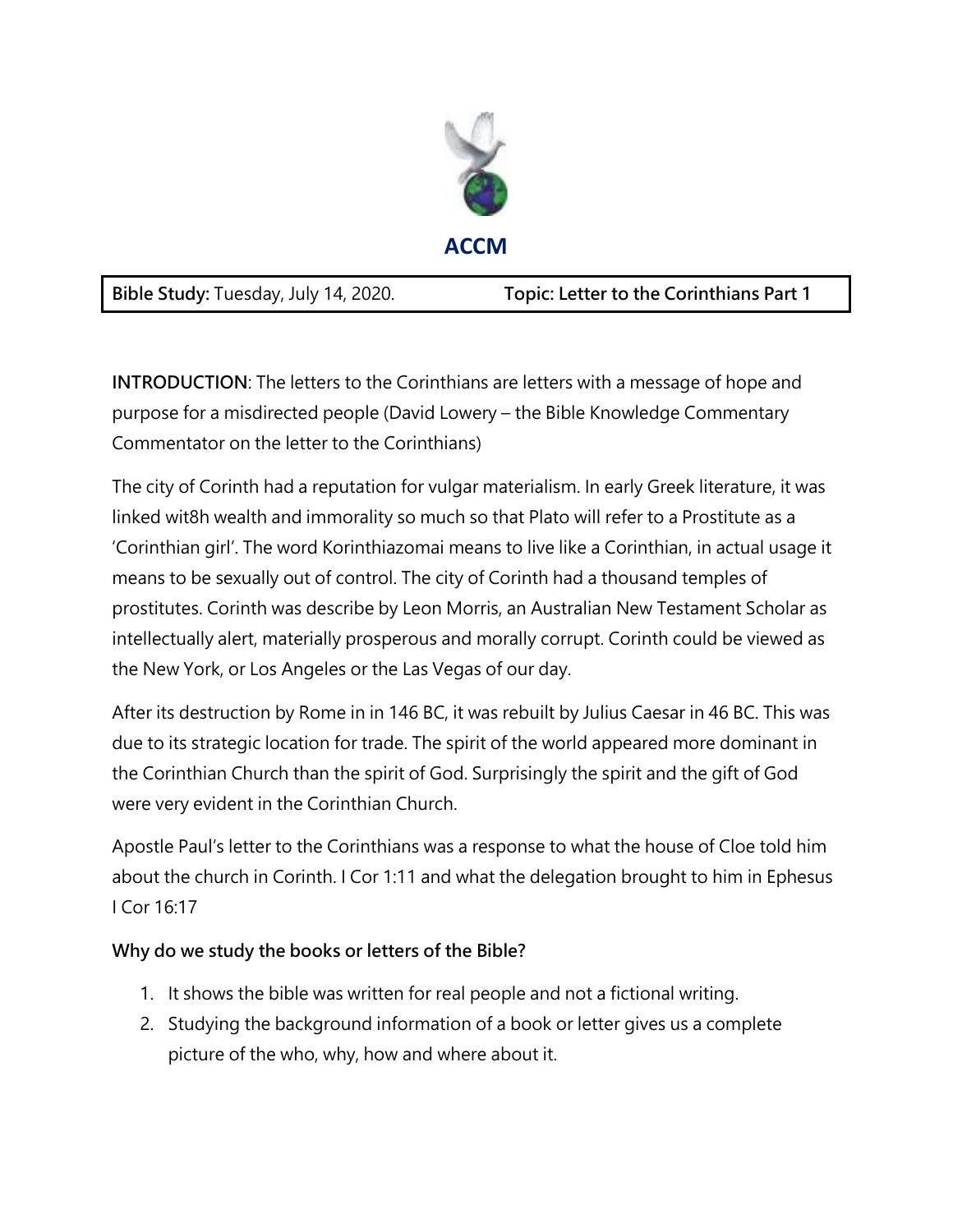# ACCM

**Bible Study:** Tuesday, July 14, 2020. **Topic: Letter to the Corinthians Part 1**

**INTRODUCTION**: The letters to the Corinthians are letters with a message of hope and purpose for a misdirected people (David Lowery – the Bible Knowledge Commentary Commentator on the letter to the Corinthians)

The city of Corinth had a reputation for vulgar materialism. In early Greek literature, it was linked wit8h wealth and immorality so much so that Plato will refer to a Prostitute as a 'Corinthian girl'. The word Korinthiazomai means to live like a Corinthian, in actual usage it means to be sexually out of control. The city of Corinth had a thousand temples of prostitutes. Corinth was describe by Leon Morris, an Australian New Testament Scholar as intellectually alert, materially prosperous and morally corrupt. Corinth could be viewed as the New York, or Los Angeles or the Las Vegas of our day.

After its destruction by Rome in in 146 BC, it was rebuilt by Julius Caesar in 46 BC. This was due to its strategic location for trade. The spirit of the world appeared more dominant in the Corinthian Church than the spirit of God. Surprisingly the spirit and the gift of God were very evident in the Corinthian Church.

Apostle Paul's letter to the Corinthians was a response to what the house of Cloe told him about the church in Corinth. I Cor 1:11 and what the delegation brought to him in Ephesus I Cor 16:17

**Why do we study the books or letters of the Bible?**

1. It shows the bible was written for real people and not a fictional writing.
2. Studying the background information of a book or letter gives us a complete picture of the who, why, how and where about it.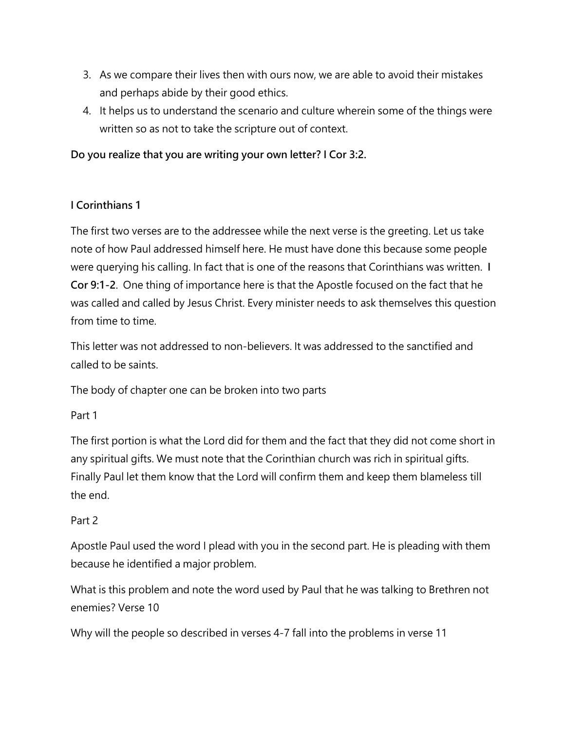3. As we compare their lives then with ours now, we are able to avoid their mistakes and perhaps abide by their good ethics.
4. It helps us to understand the scenario and culture wherein some of the things were written so as not to take the scripture out of context.

**Do you realize that you are writing your own letter? I Cor 3:2.**

**I Corinthians 1**

The first two verses are to the addressee while the next verse is the greeting. Let us take note of how Paul addressed himself here. He must have done this because some people were querying his calling. In fact that is one of the reasons that Corinthians was written. **I Cor 9:1-2**. One thing of importance here is that the Apostle focused on the fact that he was called and called by Jesus Christ. Every minister needs to ask themselves this question from time to time.

This letter was not addressed to non-believers. It was addressed to the sanctified and called to be saints.

The body of chapter one can be broken into two parts

Part 1

The first portion is what the Lord did for them and the fact that they did not come short in any spiritual gifts. We must note that the Corinthian church was rich in spiritual gifts. Finally Paul let them know that the Lord will confirm them and keep them blameless till the end.

Part 2

Apostle Paul used the word I plead with you in the second part. He is pleading with them because he identified a major problem.

What is this problem and note the word used by Paul that he was talking to Brethren not enemies? Verse 10

Why will the people so described in verses 4-7 fall into the problems in verse 11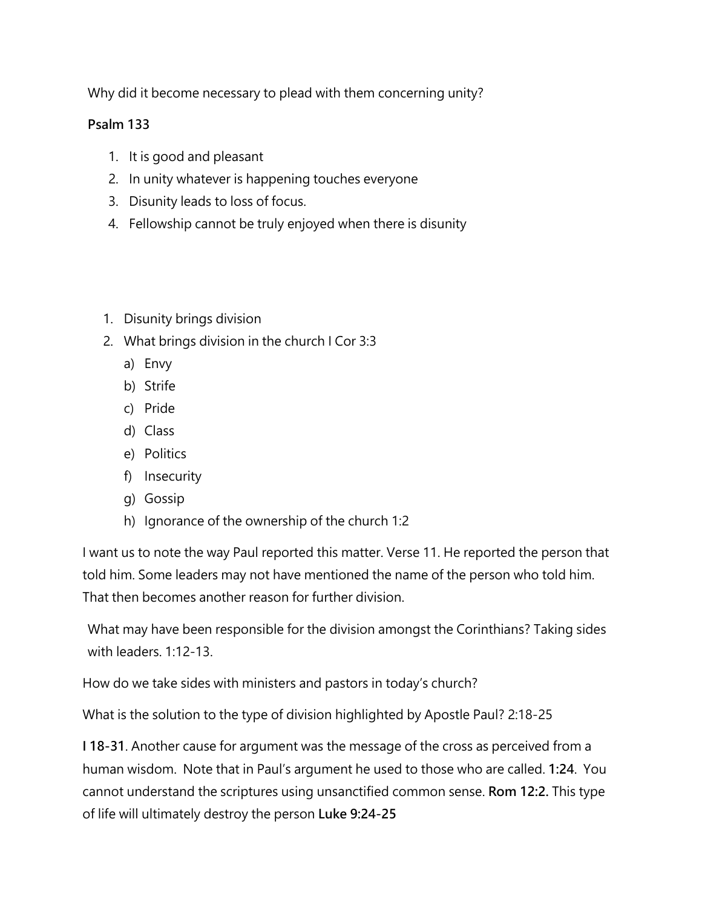Why did it become necessary to plead with them concerning unity?

**Psalm 133**

1. It is good and pleasant
2. In unity whatever is happening touches everyone
3. Disunity leads to loss of focus.
4. Fellowship cannot be truly enjoyed when there is disunity

1. Disunity brings division
2. What brings division in the church I Cor 3:3
   a) Envy
   b) Strife
   c) Pride
   d) Class
   e) Politics
   f) Insecurity
   g) Gossip
   h) Ignorance of the ownership of the church 1:2

I want us to note the way Paul reported this matter. Verse 11. He reported the person that told him. Some leaders may not have mentioned the name of the person who told him. That then becomes another reason for further division.

What may have been responsible for the division amongst the Corinthians? Taking sides with leaders. 1:12-13.

How do we take sides with ministers and pastors in today's church?

What is the solution to the type of division highlighted by Apostle Paul? 2:18-25

**I 18-31**. Another cause for argument was the message of the cross as perceived from a human wisdom. Note that in Paul's argument he used to those who are called. **1:24**. You cannot understand the scriptures using unsanctified common sense. **Rom 12:2.** This type of life will ultimately destroy the person **Luke 9:24-25**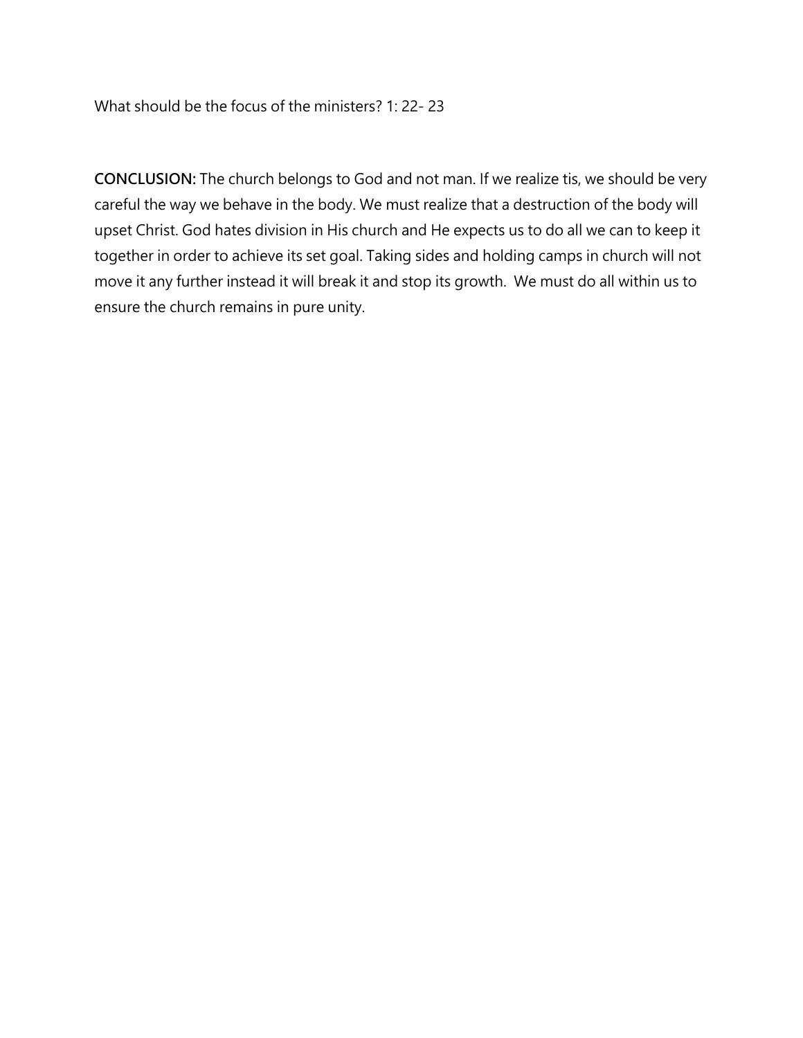What should be the focus of the ministers? 1: 22- 23

**CONCLUSION:** The church belongs to God and not man. If we realize tis, we should be very careful the way we behave in the body. We must realize that a destruction of the body will upset Christ. God hates division in His church and He expects us to do all we can to keep it together in order to achieve its set goal. Taking sides and holding camps in church will not move it any further instead it will break it and stop its growth.  We must do all within us to ensure the church remains in pure unity.